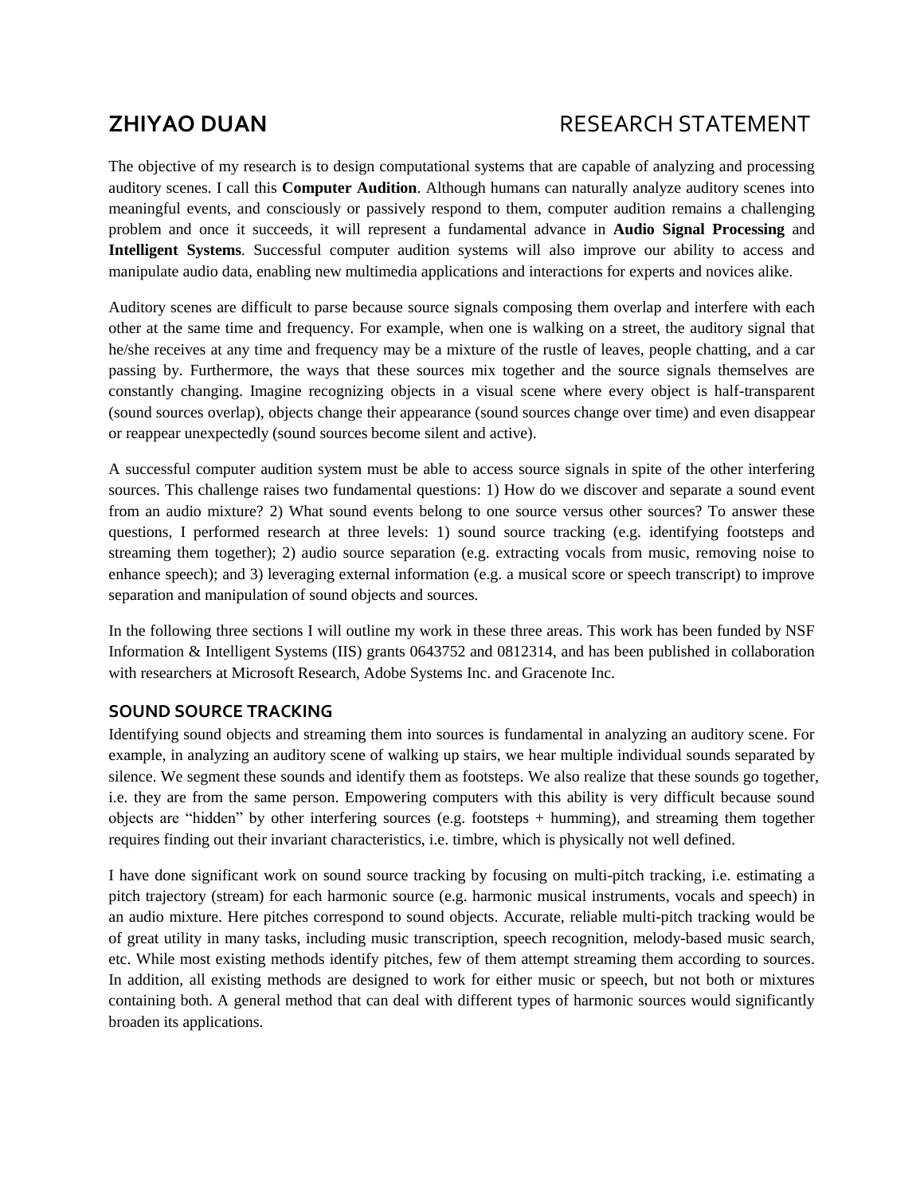# ZHIYAO DUAN RESEARCH STATEMENT

The objective of my research is to design computational systems that are capable of analyzing and processing auditory scenes. I call this **Computer Audition**. Although humans can naturally analyze auditory scenes into meaningful events, and consciously or passively respond to them, computer audition remains a challenging problem and once it succeeds, it will represent a fundamental advance in **Audio Signal Processing** and **Intelligent Systems**. Successful computer audition systems will also improve our ability to access and manipulate audio data, enabling new multimedia applications and interactions for experts and novices alike.

Auditory scenes are difficult to parse because source signals composing them overlap and interfere with each other at the same time and frequency. For example, when one is walking on a street, the auditory signal that he/she receives at any time and frequency may be a mixture of the rustle of leaves, people chatting, and a car passing by. Furthermore, the ways that these sources mix together and the source signals themselves are constantly changing. Imagine recognizing objects in a visual scene where every object is half-transparent (sound sources overlap), objects change their appearance (sound sources change over time) and even disappear or reappear unexpectedly (sound sources become silent and active).

A successful computer audition system must be able to access source signals in spite of the other interfering sources. This challenge raises two fundamental questions: 1) How do we discover and separate a sound event from an audio mixture? 2) What sound events belong to one source versus other sources? To answer these questions, I performed research at three levels: 1) sound source tracking (e.g. identifying footsteps and streaming them together); 2) audio source separation (e.g. extracting vocals from music, removing noise to enhance speech); and 3) leveraging external information (e.g. a musical score or speech transcript) to improve separation and manipulation of sound objects and sources.

In the following three sections I will outline my work in these three areas. This work has been funded by NSF Information & Intelligent Systems (IIS) grants 0643752 and 0812314, and has been published in collaboration with researchers at Microsoft Research, Adobe Systems Inc. and Gracenote Inc.

## SOUND SOURCE TRACKING

Identifying sound objects and streaming them into sources is fundamental in analyzing an auditory scene. For example, in analyzing an auditory scene of walking up stairs, we hear multiple individual sounds separated by silence. We segment these sounds and identify them as footsteps. We also realize that these sounds go together, i.e. they are from the same person. Empowering computers with this ability is very difficult because sound objects are "hidden" by other interfering sources (e.g. footsteps + humming), and streaming them together requires finding out their invariant characteristics, i.e. timbre, which is physically not well defined.

I have done significant work on sound source tracking by focusing on multi-pitch tracking, i.e. estimating a pitch trajectory (stream) for each harmonic source (e.g. harmonic musical instruments, vocals and speech) in an audio mixture. Here pitches correspond to sound objects. Accurate, reliable multi-pitch tracking would be of great utility in many tasks, including music transcription, speech recognition, melody-based music search, etc. While most existing methods identify pitches, few of them attempt streaming them according to sources. In addition, all existing methods are designed to work for either music or speech, but not both or mixtures containing both. A general method that can deal with different types of harmonic sources would significantly broaden its applications.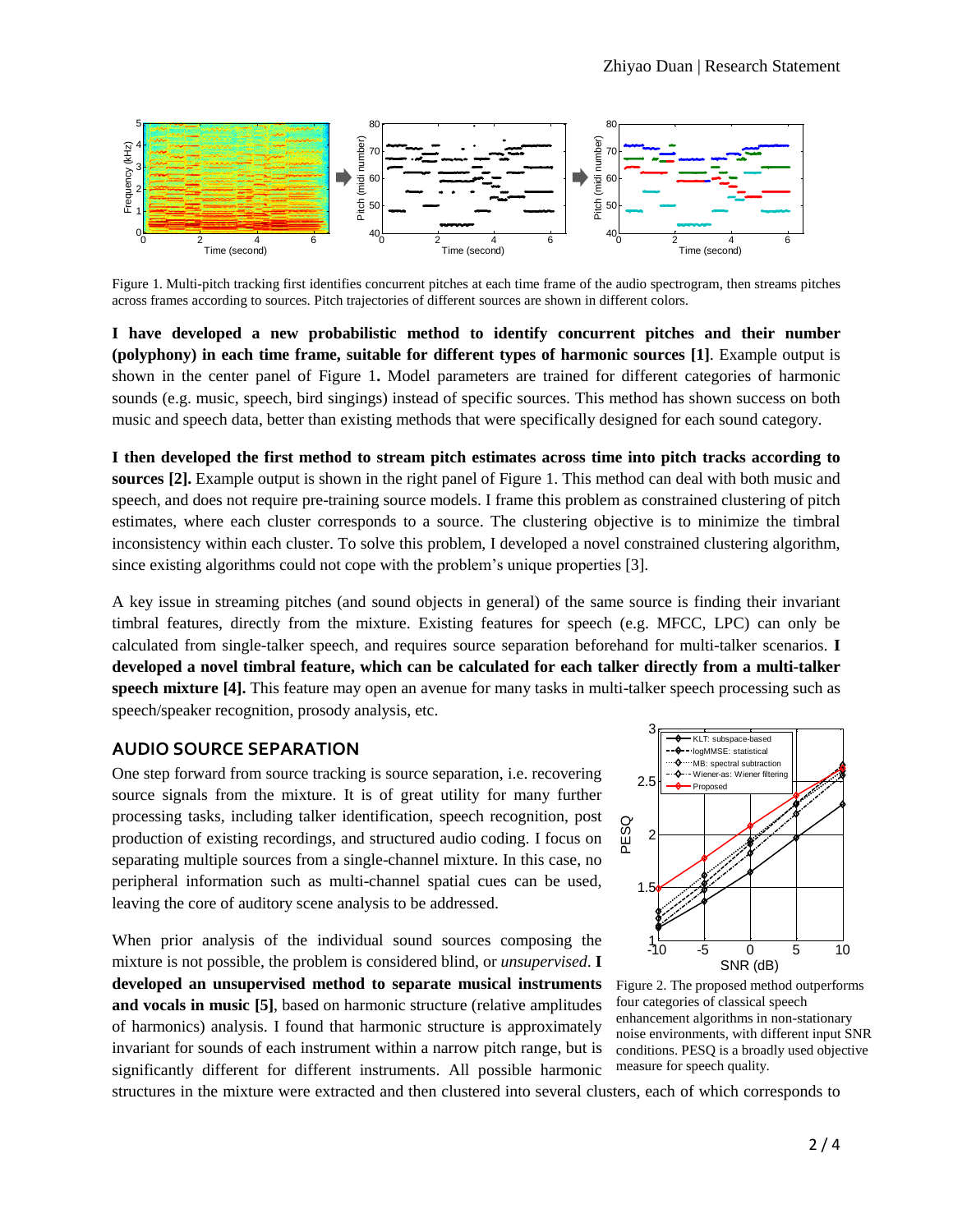Figure 1. Multi-pitch tracking first identifies concurrent pitches at each time frame of the audio spectrogram, then streams pitches across frames according to sources. Pitch trajectories of different sources are shown in different colors.

**I have developed a new probabilistic method to identify concurrent pitches and their number (polyphony) in each time frame, suitable for different types of harmonic sources [1]**. Example output is shown in the center panel of Figure 1**.** Model parameters are trained for different categories of harmonic sounds (e.g. music, speech, bird singings) instead of specific sources. This method has shown success on both music and speech data, better than existing methods that were specifically designed for each sound category.

**I then developed the first method to stream pitch estimates across time into pitch tracks according to sources [2].** Example output is shown in the right panel of Figure 1. This method can deal with both music and speech, and does not require pre-training source models. I frame this problem as constrained clustering of pitch estimates, where each cluster corresponds to a source. The clustering objective is to minimize the timbral inconsistency within each cluster. To solve this problem, I developed a novel constrained clustering algorithm, since existing algorithms could not cope with the problem's unique properties [3].

A key issue in streaming pitches (and sound objects in general) of the same source is finding their invariant timbral features, directly from the mixture. Existing features for speech (e.g. MFCC, LPC) can only be calculated from single-talker speech, and requires source separation beforehand for multi-talker scenarios. **I developed a novel timbral feature, which can be calculated for each talker directly from a multi-talker speech mixture [4].** This feature may open an avenue for many tasks in multi-talker speech processing such as speech/speaker recognition, prosody analysis, etc.

## AUDIO SOURCE SEPARATION

One step forward from source tracking is source separation, i.e. recovering source signals from the mixture. It is of great utility for many further processing tasks, including talker identification, speech recognition, post production of existing recordings, and structured audio coding. I focus on separating multiple sources from a single-channel mixture. In this case, no peripheral information such as multi-channel spatial cues can be used, leaving the core of auditory scene analysis to be addressed.

Figure 2. The proposed method outperforms four categories of classical speech enhancement algorithms in non-stationary noise environments, with different input SNR conditions. PESQ is a broadly used objective measure for speech quality.

When prior analysis of the individual sound sources composing the mixture is not possible, the problem is considered blind, or *unsupervised*. **I developed an unsupervised method to separate musical instruments and vocals in music [5]**, based on harmonic structure (relative amplitudes of harmonics) analysis. I found that harmonic structure is approximately invariant for sounds of each instrument within a narrow pitch range, but is significantly different for different instruments. All possible harmonic structures in the mixture were extracted and then clustered into several clusters, each of which corresponds to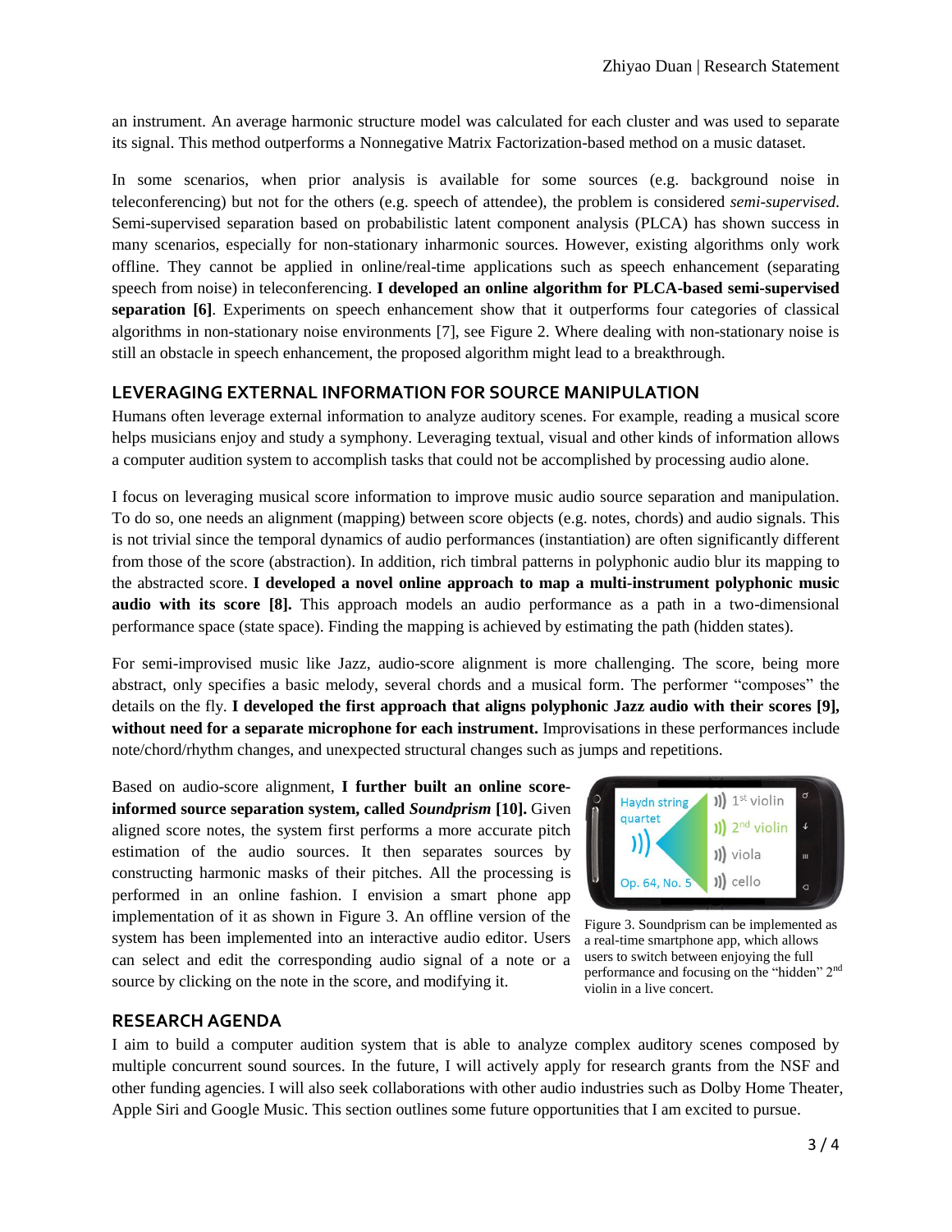an instrument. An average harmonic structure model was calculated for each cluster and was used to separate its signal. This method outperforms a Nonnegative Matrix Factorization-based method on a music dataset.

In some scenarios, when prior analysis is available for some sources (e.g. background noise in teleconferencing) but not for the others (e.g. speech of attendee), the problem is considered *semi-supervised*. Semi-supervised separation based on probabilistic latent component analysis (PLCA) has shown success in many scenarios, especially for non-stationary inharmonic sources. However, existing algorithms only work offline. They cannot be applied in online/real-time applications such as speech enhancement (separating speech from noise) in teleconferencing. **I developed an online algorithm for PLCA-based semi-supervised separation [6]**. Experiments on speech enhancement show that it outperforms four categories of classical algorithms in non-stationary noise environments [7], see Figure 2. Where dealing with non-stationary noise is still an obstacle in speech enhancement, the proposed algorithm might lead to a breakthrough.

## LEVERAGING EXTERNAL INFORMATION FOR SOURCE MANIPULATION

Humans often leverage external information to analyze auditory scenes. For example, reading a musical score helps musicians enjoy and study a symphony. Leveraging textual, visual and other kinds of information allows a computer audition system to accomplish tasks that could not be accomplished by processing audio alone.

I focus on leveraging musical score information to improve music audio source separation and manipulation. To do so, one needs an alignment (mapping) between score objects (e.g. notes, chords) and audio signals. This is not trivial since the temporal dynamics of audio performances (instantiation) are often significantly different from those of the score (abstraction). In addition, rich timbral patterns in polyphonic audio blur its mapping to the abstracted score. **I developed a novel online approach to map a multi-instrument polyphonic music audio with its score [8].** This approach models an audio performance as a path in a two-dimensional performance space (state space). Finding the mapping is achieved by estimating the path (hidden states).

For semi-improvised music like Jazz, audio-score alignment is more challenging. The score, being more abstract, only specifies a basic melody, several chords and a musical form. The performer "composes" the details on the fly. **I developed the first approach that aligns polyphonic Jazz audio with their scores [9], without need for a separate microphone for each instrument.** Improvisations in these performances include note/chord/rhythm changes, and unexpected structural changes such as jumps and repetitions.

Based on audio-score alignment, **I further built an online score-informed source separation system, called *Soundprism* [10].** Given aligned score notes, the system first performs a more accurate pitch estimation of the audio sources. It then separates sources by constructing harmonic masks of their pitches. All the processing is performed in an online fashion. I envision a smart phone app implementation of it as shown in Figure 3. An offline version of the system has been implemented into an interactive audio editor. Users can select and edit the corresponding audio signal of a note or a source by clicking on the note in the score, and modifying it.

Figure 3. Soundprism can be implemented as a real-time smartphone app, which allows users to switch between enjoying the full performance and focusing on the "hidden" 2nd violin in a live concert.

## RESEARCH AGENDA

I aim to build a computer audition system that is able to analyze complex auditory scenes composed by multiple concurrent sound sources. In the future, I will actively apply for research grants from the NSF and other funding agencies. I will also seek collaborations with other audio industries such as Dolby Home Theater, Apple Siri and Google Music. This section outlines some future opportunities that I am excited to pursue.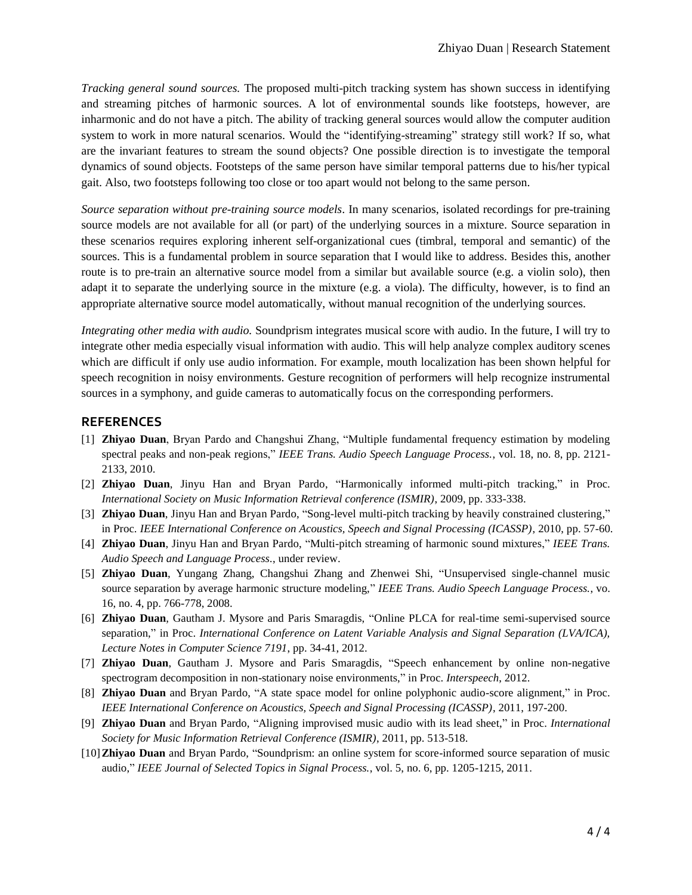*Tracking general sound sources.* The proposed multi-pitch tracking system has shown success in identifying and streaming pitches of harmonic sources. A lot of environmental sounds like footsteps, however, are inharmonic and do not have a pitch. The ability of tracking general sources would allow the computer audition system to work in more natural scenarios. Would the "identifying-streaming" strategy still work? If so, what are the invariant features to stream the sound objects? One possible direction is to investigate the temporal dynamics of sound objects. Footsteps of the same person have similar temporal patterns due to his/her typical gait. Also, two footsteps following too close or too apart would not belong to the same person.

*Source separation without pre-training source models*. In many scenarios, isolated recordings for pre-training source models are not available for all (or part) of the underlying sources in a mixture. Source separation in these scenarios requires exploring inherent self-organizational cues (timbral, temporal and semantic) of the sources. This is a fundamental problem in source separation that I would like to address. Besides this, another route is to pre-train an alternative source model from a similar but available source (e.g. a violin solo), then adapt it to separate the underlying source in the mixture (e.g. a viola). The difficulty, however, is to find an appropriate alternative source model automatically, without manual recognition of the underlying sources.

*Integrating other media with audio.* Soundprism integrates musical score with audio. In the future, I will try to integrate other media especially visual information with audio. This will help analyze complex auditory scenes which are difficult if only use audio information. For example, mouth localization has been shown helpful for speech recognition in noisy environments. Gesture recognition of performers will help recognize instrumental sources in a symphony, and guide cameras to automatically focus on the corresponding performers.

## REFERENCES

[1] **Zhiyao Duan**, Bryan Pardo and Changshui Zhang, "Multiple fundamental frequency estimation by modeling spectral peaks and non-peak regions," *IEEE Trans. Audio Speech Language Process.*, vol. 18, no. 8, pp. 2121-2133, 2010.

[2] **Zhiyao Duan**, Jinyu Han and Bryan Pardo, "Harmonically informed multi-pitch tracking," in Proc. *International Society on Music Information Retrieval conference (ISMIR)*, 2009, pp. 333-338.

[3] **Zhiyao Duan**, Jinyu Han and Bryan Pardo, "Song-level multi-pitch tracking by heavily constrained clustering," in Proc. *IEEE International Conference on Acoustics, Speech and Signal Processing (ICASSP)*, 2010, pp. 57-60.

[4] **Zhiyao Duan**, Jinyu Han and Bryan Pardo, "Multi-pitch streaming of harmonic sound mixtures," *IEEE Trans. Audio Speech and Language Process.*, under review.

[5] **Zhiyao Duan**, Yungang Zhang, Changshui Zhang and Zhenwei Shi, "Unsupervised single-channel music source separation by average harmonic structure modeling," *IEEE Trans. Audio Speech Language Process.*, vo. 16, no. 4, pp. 766-778, 2008.

[6] **Zhiyao Duan**, Gautham J. Mysore and Paris Smaragdis, "Online PLCA for real-time semi-supervised source separation," in Proc. *International Conference on Latent Variable Analysis and Signal Separation (LVA/ICA), Lecture Notes in Computer Science 7191*, pp. 34-41, 2012.

[7] **Zhiyao Duan**, Gautham J. Mysore and Paris Smaragdis, "Speech enhancement by online non-negative spectrogram decomposition in non-stationary noise environments," in Proc. *Interspeech*, 2012.

[8] **Zhiyao Duan** and Bryan Pardo, "A state space model for online polyphonic audio-score alignment," in Proc. *IEEE International Conference on Acoustics, Speech and Signal Processing (ICASSP)*, 2011, 197-200.

[9] **Zhiyao Duan** and Bryan Pardo, "Aligning improvised music audio with its lead sheet," in Proc. *International Society for Music Information Retrieval Conference (ISMIR)*, 2011, pp. 513-518.

[10] **Zhiyao Duan** and Bryan Pardo, "Soundprism: an online system for score-informed source separation of music audio," *IEEE Journal of Selected Topics in Signal Process.*, vol. 5, no. 6, pp. 1205-1215, 2011.